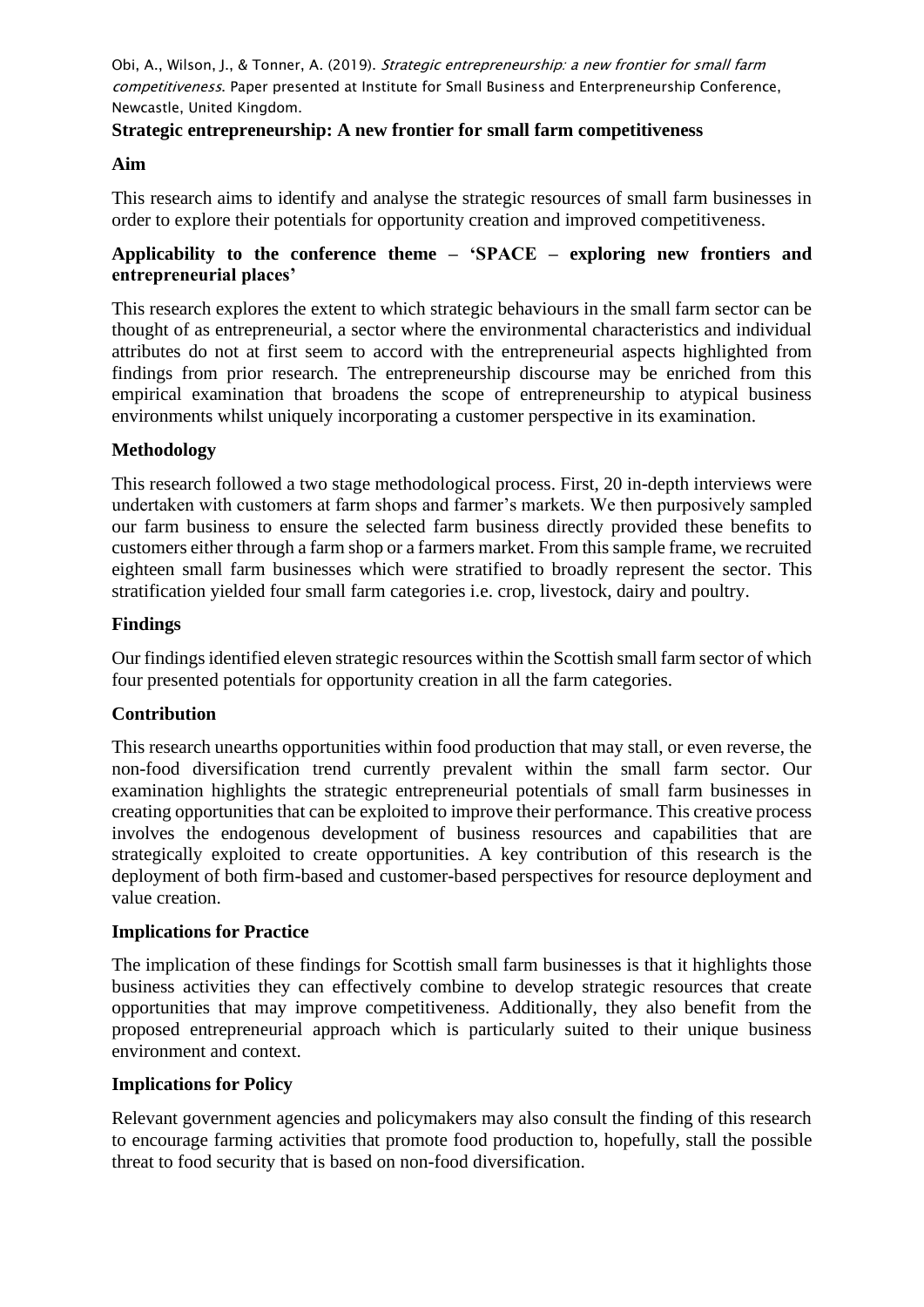Obi, A., Wilson, J., & Tonner, A. (2019). *Strategic entrepreneurship: a new frontier for small farm competitiveness*. Paper presented at Institute for Small Business and Enterpreneurship Conference, Newcastle, United Kingdom.

# Strategic entrepreneurship: A new frontier for small farm competitiveness

## Aim

This research aims to identify and analyse the strategic resources of small farm businesses in order to explore their potentials for opportunity creation and improved competitiveness.

## Applicability to the conference theme – 'SPACE – exploring new frontiers and entrepreneurial places'

This research explores the extent to which strategic behaviours in the small farm sector can be thought of as entrepreneurial, a sector where the environmental characteristics and individual attributes do not at first seem to accord with the entrepreneurial aspects highlighted from findings from prior research. The entrepreneurship discourse may be enriched from this empirical examination that broadens the scope of entrepreneurship to atypical business environments whilst uniquely incorporating a customer perspective in its examination.

## Methodology

This research followed a two stage methodological process. First, 20 in-depth interviews were undertaken with customers at farm shops and farmer's markets. We then purposively sampled our farm business to ensure the selected farm business directly provided these benefits to customers either through a farm shop or a farmers market. From this sample frame, we recruited eighteen small farm businesses which were stratified to broadly represent the sector. This stratification yielded four small farm categories i.e. crop, livestock, dairy and poultry.

## Findings

Our findings identified eleven strategic resources within the Scottish small farm sector of which four presented potentials for opportunity creation in all the farm categories.

## Contribution

This research unearths opportunities within food production that may stall, or even reverse, the non-food diversification trend currently prevalent within the small farm sector. Our examination highlights the strategic entrepreneurial potentials of small farm businesses in creating opportunities that can be exploited to improve their performance. This creative process involves the endogenous development of business resources and capabilities that are strategically exploited to create opportunities. A key contribution of this research is the deployment of both firm-based and customer-based perspectives for resource deployment and value creation.

## Implications for Practice

The implication of these findings for Scottish small farm businesses is that it highlights those business activities they can effectively combine to develop strategic resources that create opportunities that may improve competitiveness. Additionally, they also benefit from the proposed entrepreneurial approach which is particularly suited to their unique business environment and context.

## Implications for Policy

Relevant government agencies and policymakers may also consult the finding of this research to encourage farming activities that promote food production to, hopefully, stall the possible threat to food security that is based on non-food diversification.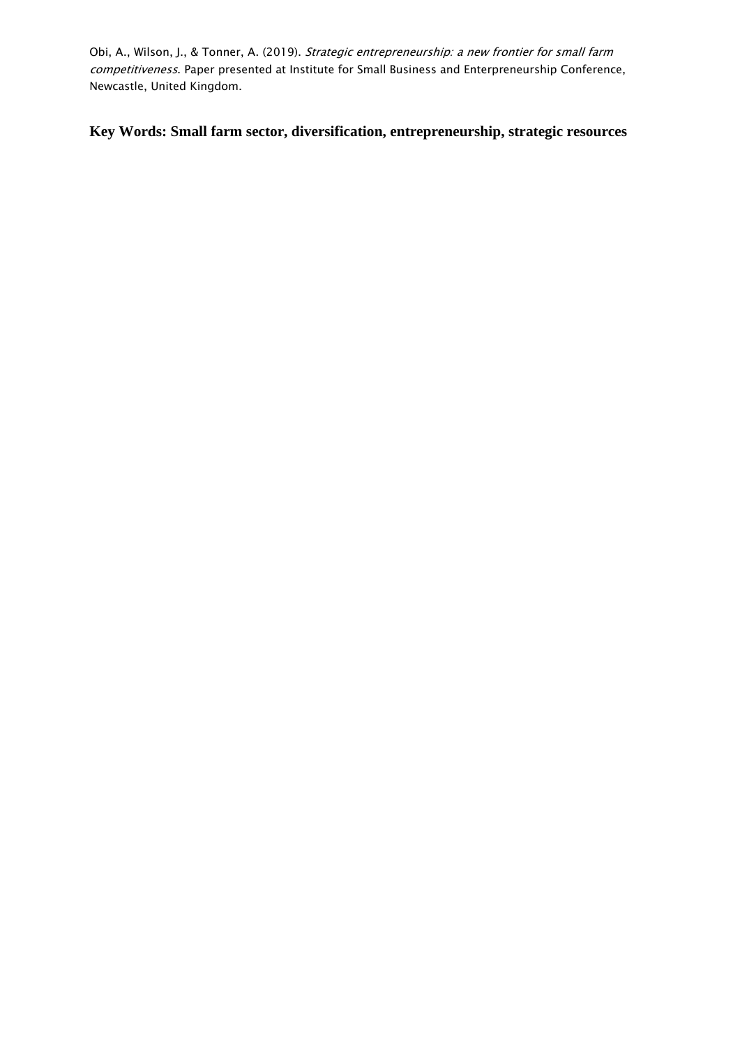Obi, A., Wilson, J., & Tonner, A. (2019). *Strategic entrepreneurship: a new frontier for small farm competitiveness*. Paper presented at Institute for Small Business and Enterpreneurship Conference, Newcastle, United Kingdom.

**Key Words: Small farm sector, diversification, entrepreneurship, strategic resources**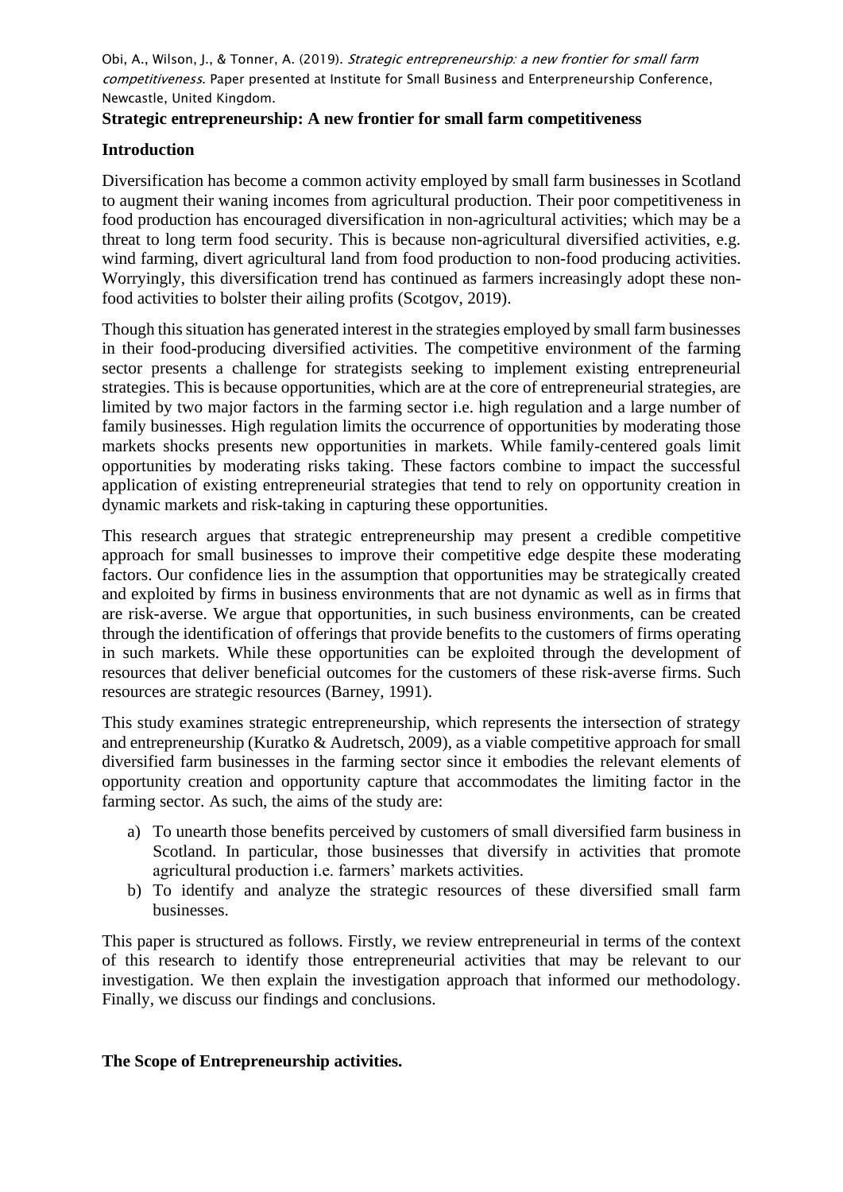**Strategic entrepreneurship: A new frontier for small farm competitiveness**

## Introduction

Diversification has become a common activity employed by small farm businesses in Scotland to augment their waning incomes from agricultural production. Their poor competitiveness in food production has encouraged diversification in non-agricultural activities; which may be a threat to long term food security. This is because non-agricultural diversified activities, e.g. wind farming, divert agricultural land from food production to non-food producing activities. Worryingly, this diversification trend has continued as farmers increasingly adopt these non-food activities to bolster their ailing profits (Scotgov, 2019).

Though this situation has generated interest in the strategies employed by small farm businesses in their food-producing diversified activities. The competitive environment of the farming sector presents a challenge for strategists seeking to implement existing entrepreneurial strategies. This is because opportunities, which are at the core of entrepreneurial strategies, are limited by two major factors in the farming sector i.e. high regulation and a large number of family businesses. High regulation limits the occurrence of opportunities by moderating those markets shocks presents new opportunities in markets. While family-centered goals limit opportunities by moderating risks taking. These factors combine to impact the successful application of existing entrepreneurial strategies that tend to rely on opportunity creation in dynamic markets and risk-taking in capturing these opportunities.

This research argues that strategic entrepreneurship may present a credible competitive approach for small businesses to improve their competitive edge despite these moderating factors. Our confidence lies in the assumption that opportunities may be strategically created and exploited by firms in business environments that are not dynamic as well as in firms that are risk-averse. We argue that opportunities, in such business environments, can be created through the identification of offerings that provide benefits to the customers of firms operating in such markets. While these opportunities can be exploited through the development of resources that deliver beneficial outcomes for the customers of these risk-averse firms. Such resources are strategic resources (Barney, 1991).

This study examines strategic entrepreneurship, which represents the intersection of strategy and entrepreneurship (Kuratko & Audretsch, 2009), as a viable competitive approach for small diversified farm businesses in the farming sector since it embodies the relevant elements of opportunity creation and opportunity capture that accommodates the limiting factor in the farming sector. As such, the aims of the study are:

a) To unearth those benefits perceived by customers of small diversified farm business in Scotland. In particular, those businesses that diversify in activities that promote agricultural production i.e. farmers' markets activities.
b) To identify and analyze the strategic resources of these diversified small farm businesses.

This paper is structured as follows. Firstly, we review entrepreneurial in terms of the context of this research to identify those entrepreneurial activities that may be relevant to our investigation. We then explain the investigation approach that informed our methodology. Finally, we discuss our findings and conclusions.

## The Scope of Entrepreneurship activities.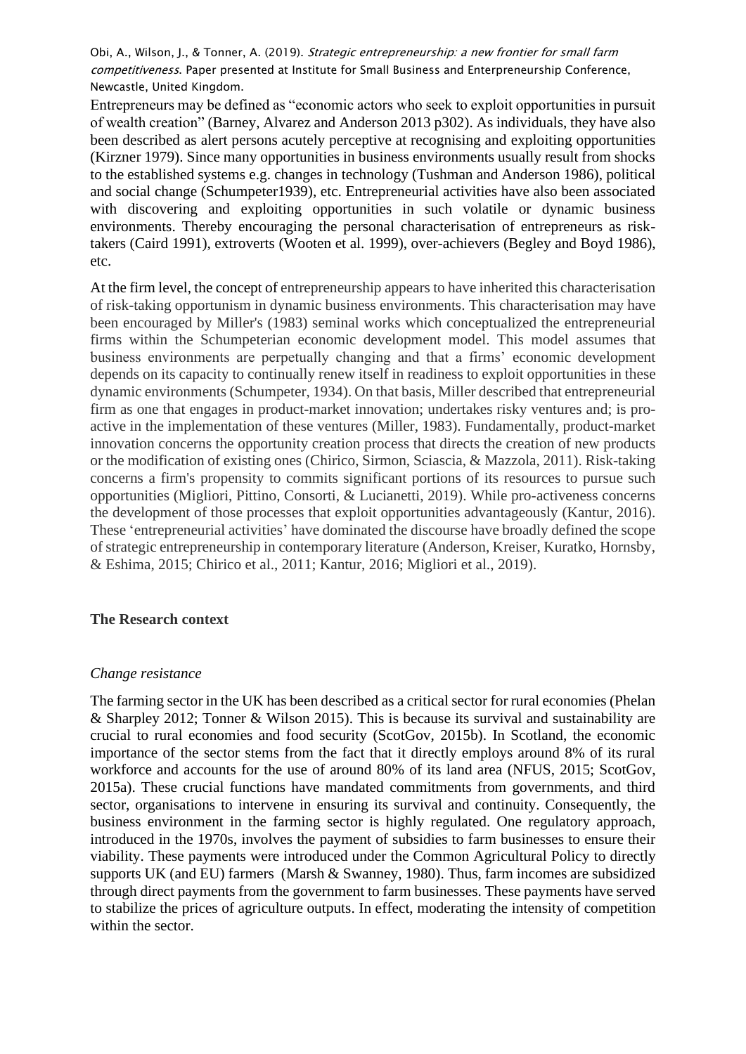Entrepreneurs may be defined as "economic actors who seek to exploit opportunities in pursuit of wealth creation" (Barney, Alvarez and Anderson 2013 p302). As individuals, they have also been described as alert persons acutely perceptive at recognising and exploiting opportunities (Kirzner 1979). Since many opportunities in business environments usually result from shocks to the established systems e.g. changes in technology (Tushman and Anderson 1986), political and social change (Schumpeter1939), etc. Entrepreneurial activities have also been associated with discovering and exploiting opportunities in such volatile or dynamic business environments. Thereby encouraging the personal characterisation of entrepreneurs as risk-takers (Caird 1991), extroverts (Wooten et al. 1999), over-achievers (Begley and Boyd 1986), etc.

At the firm level, the concept of entrepreneurship appears to have inherited this characterisation of risk-taking opportunism in dynamic business environments. This characterisation may have been encouraged by Miller's (1983) seminal works which conceptualized the entrepreneurial firms within the Schumpeterian economic development model. This model assumes that business environments are perpetually changing and that a firms' economic development depends on its capacity to continually renew itself in readiness to exploit opportunities in these dynamic environments (Schumpeter, 1934). On that basis, Miller described that entrepreneurial firm as one that engages in product-market innovation; undertakes risky ventures and; is pro-active in the implementation of these ventures (Miller, 1983). Fundamentally, product-market innovation concerns the opportunity creation process that directs the creation of new products or the modification of existing ones (Chirico, Sirmon, Sciascia, & Mazzola, 2011). Risk-taking concerns a firm's propensity to commits significant portions of its resources to pursue such opportunities (Migliori, Pittino, Consorti, & Lucianetti, 2019). While pro-activeness concerns the development of those processes that exploit opportunities advantageously (Kantur, 2016). These 'entrepreneurial activities' have dominated the discourse have broadly defined the scope of strategic entrepreneurship in contemporary literature (Anderson, Kreiser, Kuratko, Hornsby, & Eshima, 2015; Chirico et al., 2011; Kantur, 2016; Migliori et al., 2019).

## The Research context

### *Change resistance*

The farming sector in the UK has been described as a critical sector for rural economies (Phelan & Sharpley 2012; Tonner & Wilson 2015). This is because its survival and sustainability are crucial to rural economies and food security (ScotGov, 2015b). In Scotland, the economic importance of the sector stems from the fact that it directly employs around 8% of its rural workforce and accounts for the use of around 80% of its land area (NFUS, 2015; ScotGov, 2015a). These crucial functions have mandated commitments from governments, and third sector, organisations to intervene in ensuring its survival and continuity. Consequently, the business environment in the farming sector is highly regulated. One regulatory approach, introduced in the 1970s, involves the payment of subsidies to farm businesses to ensure their viability. These payments were introduced under the Common Agricultural Policy to directly supports UK (and EU) farmers (Marsh & Swanney, 1980). Thus, farm incomes are subsidized through direct payments from the government to farm businesses. These payments have served to stabilize the prices of agriculture outputs. In effect, moderating the intensity of competition within the sector.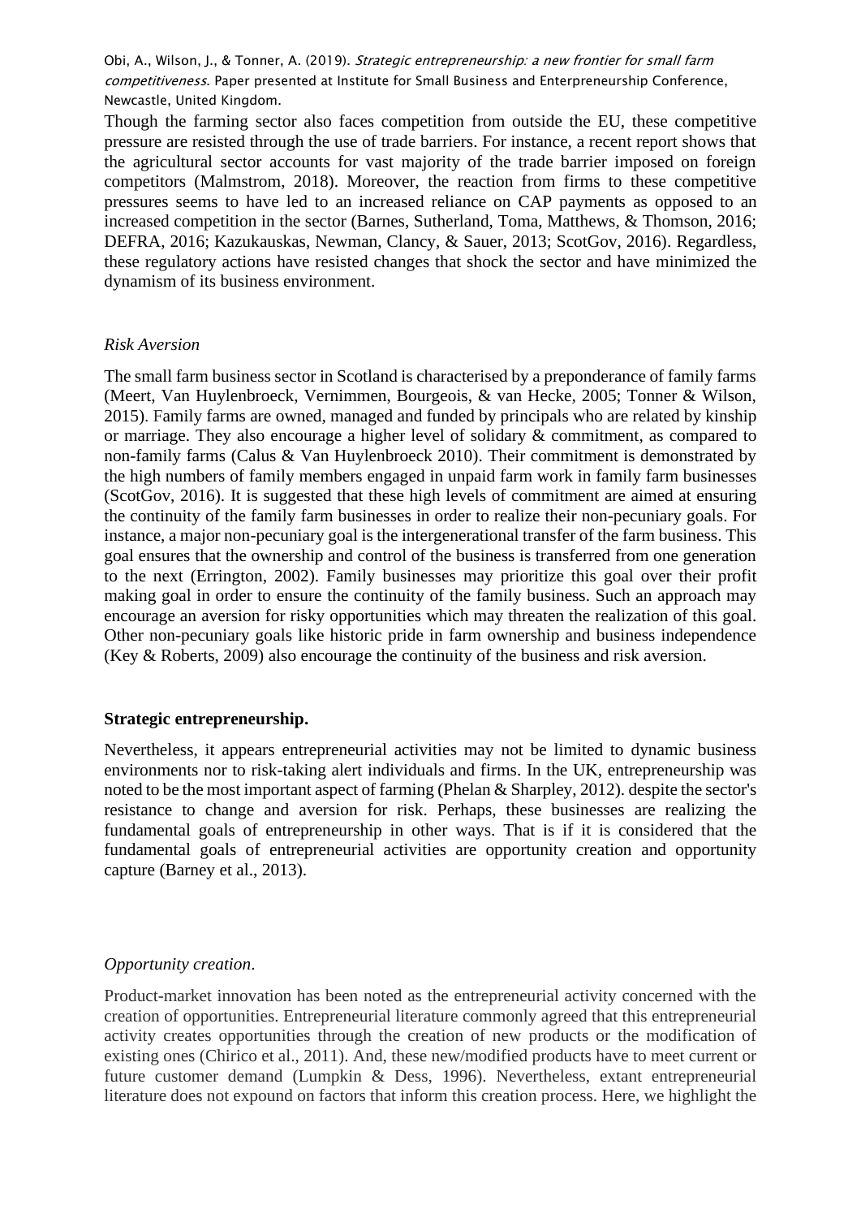Though the farming sector also faces competition from outside the EU, these competitive pressure are resisted through the use of trade barriers. For instance, a recent report shows that the agricultural sector accounts for vast majority of the trade barrier imposed on foreign competitors (Malmstrom, 2018). Moreover, the reaction from firms to these competitive pressures seems to have led to an increased reliance on CAP payments as opposed to an increased competition in the sector (Barnes, Sutherland, Toma, Matthews, & Thomson, 2016; DEFRA, 2016; Kazukauskas, Newman, Clancy, & Sauer, 2013; ScotGov, 2016). Regardless, these regulatory actions have resisted changes that shock the sector and have minimized the dynamism of its business environment.

*Risk Aversion*

The small farm business sector in Scotland is characterised by a preponderance of family farms (Meert, Van Huylenbroeck, Vernimmen, Bourgeois, & van Hecke, 2005; Tonner & Wilson, 2015). Family farms are owned, managed and funded by principals who are related by kinship or marriage. They also encourage a higher level of solidary & commitment, as compared to non-family farms (Calus & Van Huylenbroeck 2010). Their commitment is demonstrated by the high numbers of family members engaged in unpaid farm work in family farm businesses (ScotGov, 2016). It is suggested that these high levels of commitment are aimed at ensuring the continuity of the family farm businesses in order to realize their non-pecuniary goals. For instance, a major non-pecuniary goal is the intergenerational transfer of the farm business. This goal ensures that the ownership and control of the business is transferred from one generation to the next (Errington, 2002). Family businesses may prioritize this goal over their profit making goal in order to ensure the continuity of the family business. Such an approach may encourage an aversion for risky opportunities which may threaten the realization of this goal. Other non-pecuniary goals like historic pride in farm ownership and business independence (Key & Roberts, 2009) also encourage the continuity of the business and risk aversion.

**Strategic entrepreneurship.**

Nevertheless, it appears entrepreneurial activities may not be limited to dynamic business environments nor to risk-taking alert individuals and firms. In the UK, entrepreneurship was noted to be the most important aspect of farming (Phelan & Sharpley, 2012). despite the sector's resistance to change and aversion for risk. Perhaps, these businesses are realizing the fundamental goals of entrepreneurship in other ways. That is if it is considered that the fundamental goals of entrepreneurial activities are opportunity creation and opportunity capture (Barney et al., 2013).

*Opportunity creation.*

Product-market innovation has been noted as the entrepreneurial activity concerned with the creation of opportunities. Entrepreneurial literature commonly agreed that this entrepreneurial activity creates opportunities through the creation of new products or the modification of existing ones (Chirico et al., 2011). And, these new/modified products have to meet current or future customer demand (Lumpkin & Dess, 1996). Nevertheless, extant entrepreneurial literature does not expound on factors that inform this creation process. Here, we highlight the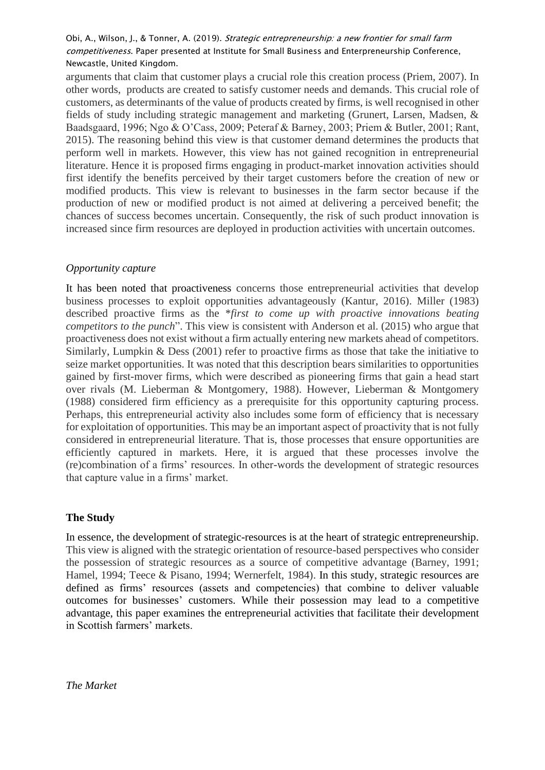arguments that claim that customer plays a crucial role this creation process (Priem, 2007). In other words, products are created to satisfy customer needs and demands. This crucial role of customers, as determinants of the value of products created by firms, is well recognised in other fields of study including strategic management and marketing (Grunert, Larsen, Madsen, & Baadsgaard, 1996; Ngo & O'Cass, 2009; Peteraf & Barney, 2003; Priem & Butler, 2001; Rant, 2015). The reasoning behind this view is that customer demand determines the products that perform well in markets. However, this view has not gained recognition in entrepreneurial literature. Hence it is proposed firms engaging in product-market innovation activities should first identify the benefits perceived by their target customers before the creation of new or modified products. This view is relevant to businesses in the farm sector because if the production of new or modified product is not aimed at delivering a perceived benefit; the chances of success becomes uncertain. Consequently, the risk of such product innovation is increased since firm resources are deployed in production activities with uncertain outcomes.

*Opportunity capture*

It has been noted that proactiveness concerns those entrepreneurial activities that develop business processes to exploit opportunities advantageously (Kantur, 2016). Miller (1983) described proactive firms as the "*first to come up with proactive innovations beating competitors to the punch*". This view is consistent with Anderson et al. (2015) who argue that proactiveness does not exist without a firm actually entering new markets ahead of competitors. Similarly, Lumpkin & Dess (2001) refer to proactive firms as those that take the initiative to seize market opportunities. It was noted that this description bears similarities to opportunities gained by first-mover firms, which were described as pioneering firms that gain a head start over rivals (M. Lieberman & Montgomery, 1988). However, Lieberman & Montgomery (1988) considered firm efficiency as a prerequisite for this opportunity capturing process. Perhaps, this entrepreneurial activity also includes some form of efficiency that is necessary for exploitation of opportunities. This may be an important aspect of proactivity that is not fully considered in entrepreneurial literature. That is, those processes that ensure opportunities are efficiently captured in markets. Here, it is argued that these processes involve the (re)combination of a firms' resources. In other-words the development of strategic resources that capture value in a firms' market.

**The Study**

In essence, the development of strategic-resources is at the heart of strategic entrepreneurship. This view is aligned with the strategic orientation of resource-based perspectives who consider the possession of strategic resources as a source of competitive advantage (Barney, 1991; Hamel, 1994; Teece & Pisano, 1994; Wernerfelt, 1984). In this study, strategic resources are defined as firms' resources (assets and competencies) that combine to deliver valuable outcomes for businesses' customers. While their possession may lead to a competitive advantage, this paper examines the entrepreneurial activities that facilitate their development in Scottish farmers' markets.

*The Market*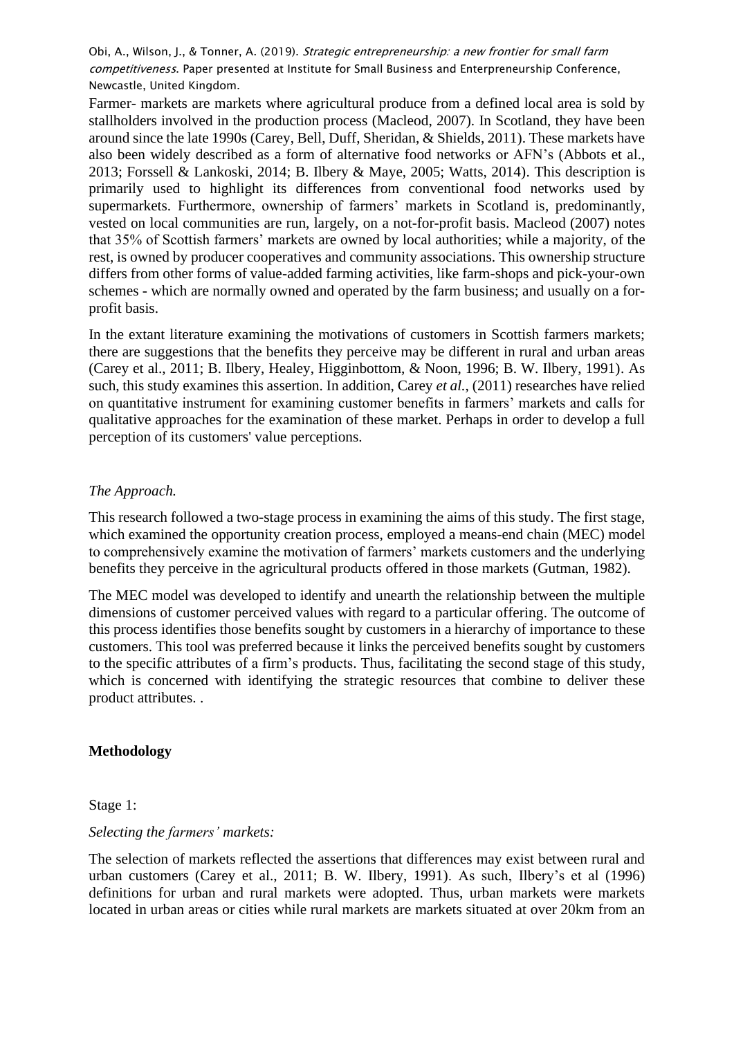Farmer- markets are markets where agricultural produce from a defined local area is sold by stallholders involved in the production process (Macleod, 2007). In Scotland, they have been around since the late 1990s (Carey, Bell, Duff, Sheridan, & Shields, 2011). These markets have also been widely described as a form of alternative food networks or AFN's (Abbots et al., 2013; Forssell & Lankoski, 2014; B. Ilbery & Maye, 2005; Watts, 2014). This description is primarily used to highlight its differences from conventional food networks used by supermarkets. Furthermore, ownership of farmers' markets in Scotland is, predominantly, vested on local communities are run, largely, on a not-for-profit basis. Macleod (2007) notes that 35% of Scottish farmers' markets are owned by local authorities; while a majority, of the rest, is owned by producer cooperatives and community associations. This ownership structure differs from other forms of value-added farming activities, like farm-shops and pick-your-own schemes - which are normally owned and operated by the farm business; and usually on a for-profit basis.

In the extant literature examining the motivations of customers in Scottish farmers markets; there are suggestions that the benefits they perceive may be different in rural and urban areas (Carey et al., 2011; B. Ilbery, Healey, Higginbottom, & Noon, 1996; B. W. Ilbery, 1991). As such, this study examines this assertion. In addition, Carey *et al.*, (2011) researches have relied on quantitative instrument for examining customer benefits in farmers' markets and calls for qualitative approaches for the examination of these market. Perhaps in order to develop a full perception of its customers' value perceptions.

*The Approach.*

This research followed a two-stage process in examining the aims of this study. The first stage, which examined the opportunity creation process, employed a means-end chain (MEC) model to comprehensively examine the motivation of farmers' markets customers and the underlying benefits they perceive in the agricultural products offered in those markets (Gutman, 1982).

The MEC model was developed to identify and unearth the relationship between the multiple dimensions of customer perceived values with regard to a particular offering. The outcome of this process identifies those benefits sought by customers in a hierarchy of importance to these customers. This tool was preferred because it links the perceived benefits sought by customers to the specific attributes of a firm's products. Thus, facilitating the second stage of this study, which is concerned with identifying the strategic resources that combine to deliver these product attributes. .

## Methodology

Stage 1:

*Selecting the farmers' markets:*

The selection of markets reflected the assertions that differences may exist between rural and urban customers (Carey et al., 2011; B. W. Ilbery, 1991). As such, Ilbery's et al (1996) definitions for urban and rural markets were adopted. Thus, urban markets were markets located in urban areas or cities while rural markets are markets situated at over 20km from an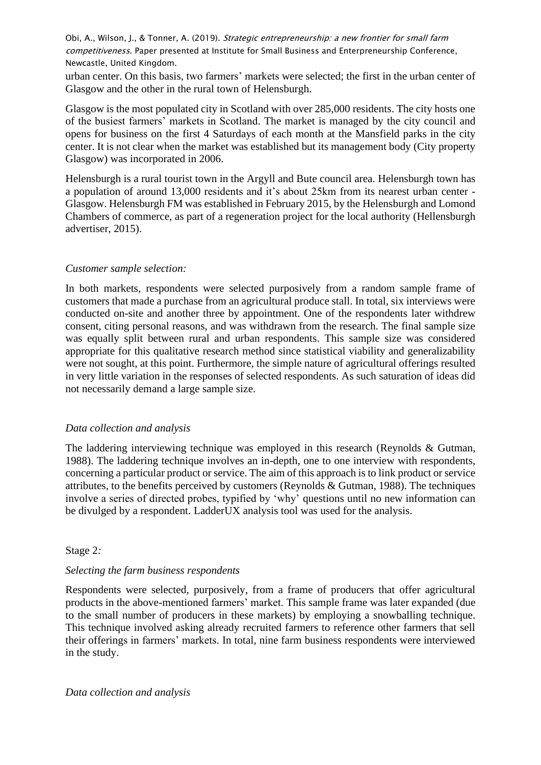urban center. On this basis, two farmers' markets were selected; the first in the urban center of Glasgow and the other in the rural town of Helensburgh.

Glasgow is the most populated city in Scotland with over 285,000 residents. The city hosts one of the busiest farmers' markets in Scotland. The market is managed by the city council and opens for business on the first 4 Saturdays of each month at the Mansfield parks in the city center. It is not clear when the market was established but its management body (City property Glasgow) was incorporated in 2006.

Helensburgh is a rural tourist town in the Argyll and Bute council area. Helensburgh town has a population of around 13,000 residents and it's about 25km from its nearest urban center - Glasgow. Helensburgh FM was established in February 2015, by the Helensburgh and Lomond Chambers of commerce, as part of a regeneration project for the local authority (Hellensburgh advertiser, 2015).

*Customer sample selection:*

In both markets, respondents were selected purposively from a random sample frame of customers that made a purchase from an agricultural produce stall. In total, six interviews were conducted on-site and another three by appointment. One of the respondents later withdrew consent, citing personal reasons, and was withdrawn from the research. The final sample size was equally split between rural and urban respondents. This sample size was considered appropriate for this qualitative research method since statistical viability and generalizability were not sought, at this point. Furthermore, the simple nature of agricultural offerings resulted in very little variation in the responses of selected respondents. As such saturation of ideas did not necessarily demand a large sample size.

*Data collection and analysis*

The laddering interviewing technique was employed in this research (Reynolds & Gutman, 1988). The laddering technique involves an in-depth, one to one interview with respondents, concerning a particular product or service. The aim of this approach is to link product or service attributes, to the benefits perceived by customers (Reynolds & Gutman, 1988). The techniques involve a series of directed probes, typified by 'why' questions until no new information can be divulged by a respondent. LadderUX analysis tool was used for the analysis.

Stage 2*:*

*Selecting the farm business respondents*

Respondents were selected, purposively, from a frame of producers that offer agricultural products in the above-mentioned farmers' market. This sample frame was later expanded (due to the small number of producers in these markets) by employing a snowballing technique. This technique involved asking already recruited farmers to reference other farmers that sell their offerings in farmers' markets. In total, nine farm business respondents were interviewed in the study.

*Data collection and analysis*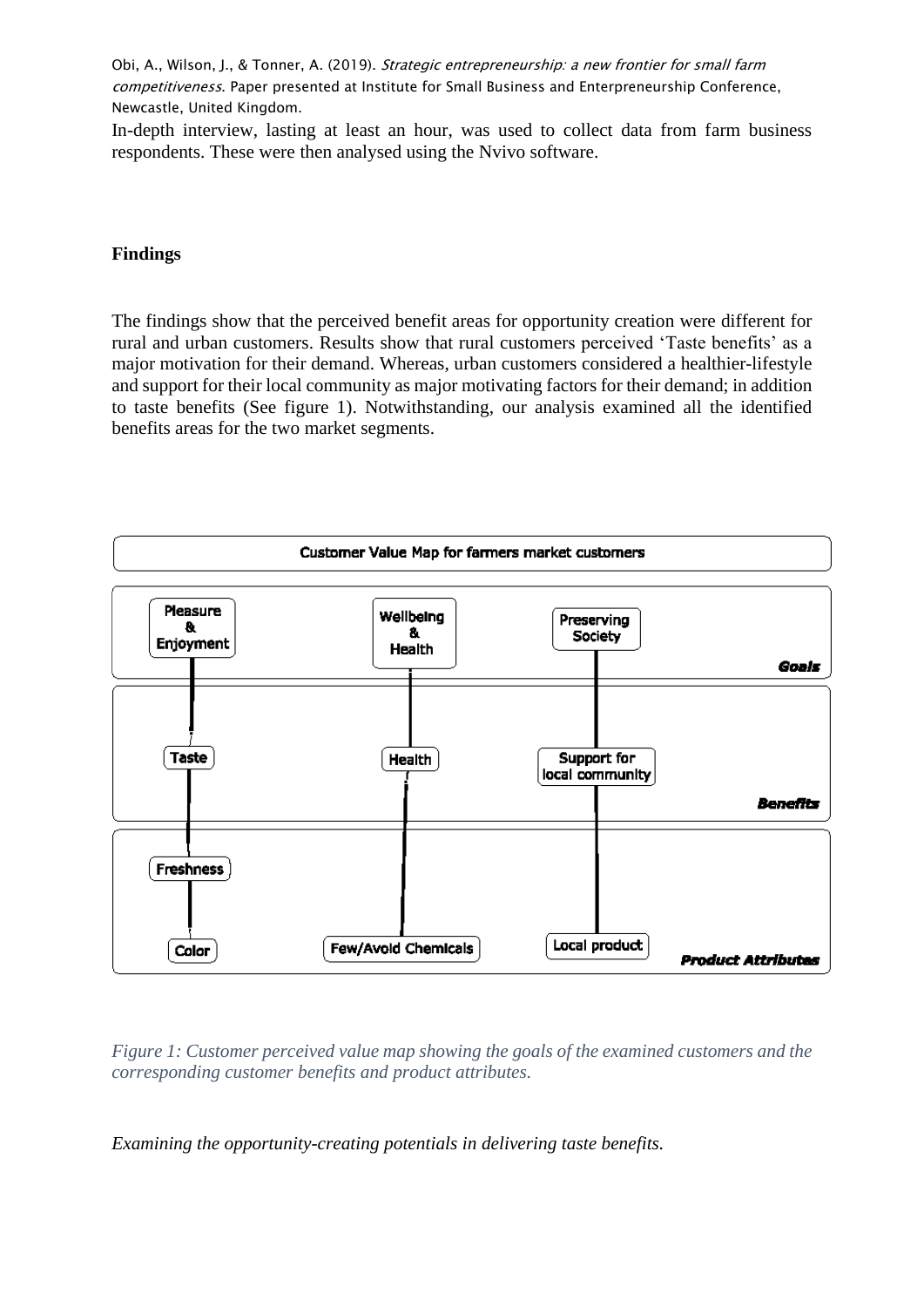In-depth interview, lasting at least an hour, was used to collect data from farm business respondents. These were then analysed using the Nvivo software.

## Findings

The findings show that the perceived benefit areas for opportunity creation were different for rural and urban customers. Results show that rural customers perceived 'Taste benefits' as a major motivation for their demand. Whereas, urban customers considered a healthier-lifestyle and support for their local community as major motivating factors for their demand; in addition to taste benefits (See figure 1). Notwithstanding, our analysis examined all the identified benefits areas for the two market segments.

**Customer Value Map for farmers market customers**

| | | | |
|---|---|---|---|
| Pleasure & Enjoyment | Wellbeing & Health | Preserving Society | *Goals* |
| Taste | Health | Support for local community | *Benefits* |
| Freshness | | | |
| Color | Few/Avoid Chemicals | Local product | *Product Attributes* |

*Figure 1: Customer perceived value map showing the goals of the examined customers and the corresponding customer benefits and product attributes.*

*Examining the opportunity-creating potentials in delivering taste benefits.*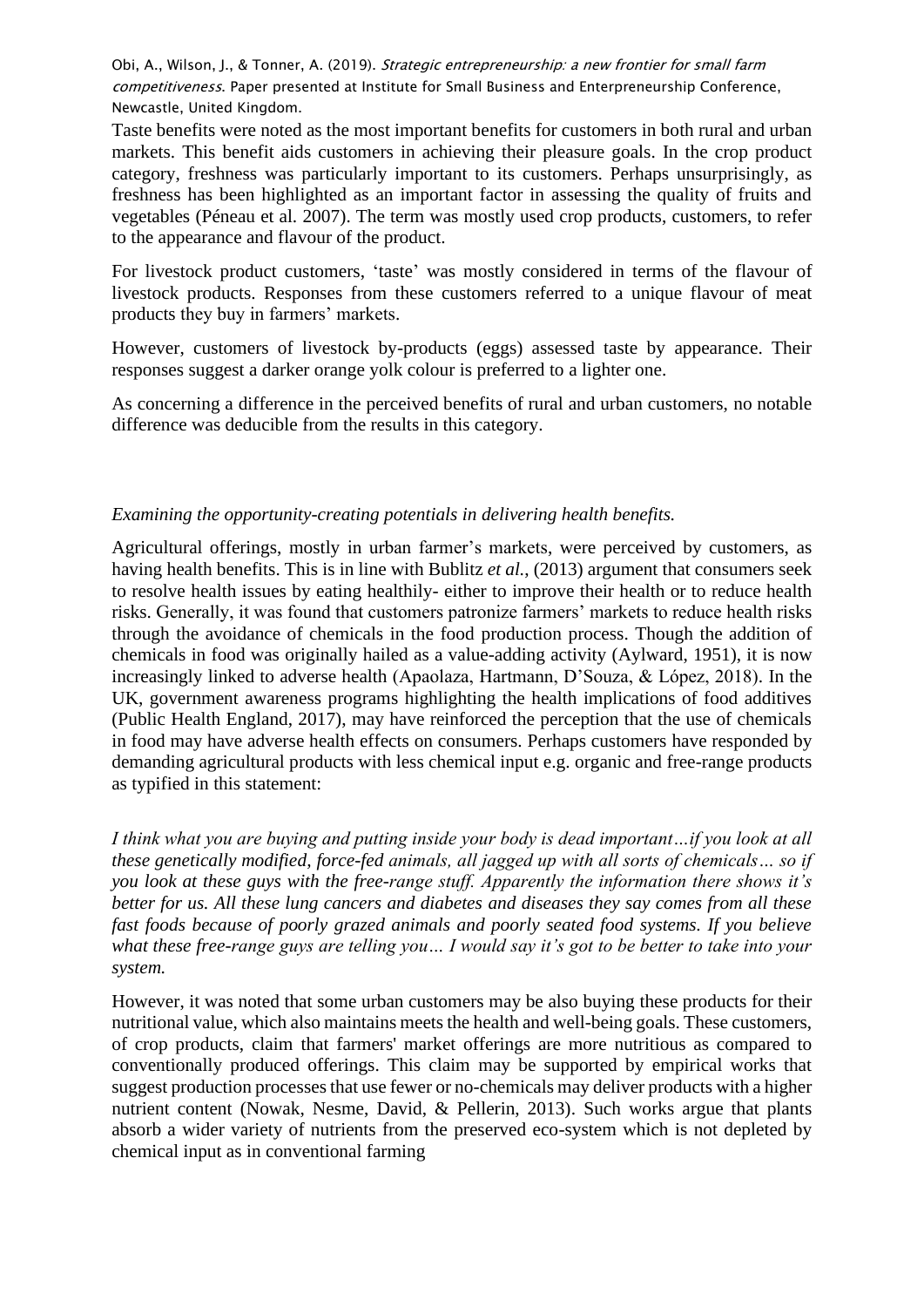Taste benefits were noted as the most important benefits for customers in both rural and urban markets. This benefit aids customers in achieving their pleasure goals. In the crop product category, freshness was particularly important to its customers. Perhaps unsurprisingly, as freshness has been highlighted as an important factor in assessing the quality of fruits and vegetables (Péneau et al. 2007). The term was mostly used crop products, customers, to refer to the appearance and flavour of the product.

For livestock product customers, 'taste' was mostly considered in terms of the flavour of livestock products. Responses from these customers referred to a unique flavour of meat products they buy in farmers' markets.

However, customers of livestock by-products (eggs) assessed taste by appearance. Their responses suggest a darker orange yolk colour is preferred to a lighter one.

As concerning a difference in the perceived benefits of rural and urban customers, no notable difference was deducible from the results in this category.

*Examining the opportunity-creating potentials in delivering health benefits.*

Agricultural offerings, mostly in urban farmer's markets, were perceived by customers, as having health benefits. This is in line with Bublitz *et al.*, (2013) argument that consumers seek to resolve health issues by eating healthily- either to improve their health or to reduce health risks. Generally, it was found that customers patronize farmers' markets to reduce health risks through the avoidance of chemicals in the food production process. Though the addition of chemicals in food was originally hailed as a value-adding activity (Aylward, 1951), it is now increasingly linked to adverse health (Apaolaza, Hartmann, D'Souza, & López, 2018). In the UK, government awareness programs highlighting the health implications of food additives (Public Health England, 2017), may have reinforced the perception that the use of chemicals in food may have adverse health effects on consumers. Perhaps customers have responded by demanding agricultural products with less chemical input e.g. organic and free-range products as typified in this statement:

*I think what you are buying and putting inside your body is dead important…if you look at all these genetically modified, force-fed animals, all jagged up with all sorts of chemicals… so if you look at these guys with the free-range stuff. Apparently the information there shows it's better for us. All these lung cancers and diabetes and diseases they say comes from all these fast foods because of poorly grazed animals and poorly seated food systems. If you believe what these free-range guys are telling you… I would say it's got to be better to take into your system.*

However, it was noted that some urban customers may be also buying these products for their nutritional value, which also maintains meets the health and well-being goals. These customers, of crop products, claim that farmers' market offerings are more nutritious as compared to conventionally produced offerings. This claim may be supported by empirical works that suggest production processes that use fewer or no-chemicals may deliver products with a higher nutrient content (Nowak, Nesme, David, & Pellerin, 2013). Such works argue that plants absorb a wider variety of nutrients from the preserved eco-system which is not depleted by chemical input as in conventional farming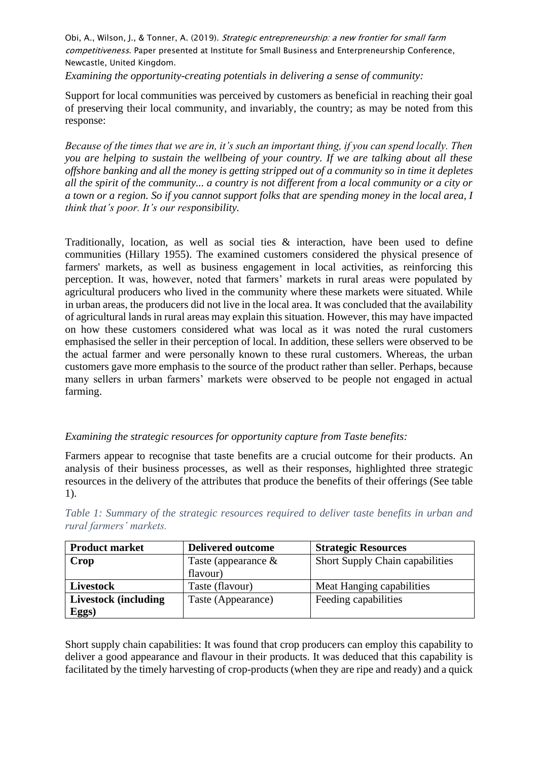*Examining the opportunity-creating potentials in delivering a sense of community:*

Support for local communities was perceived by customers as beneficial in reaching their goal of preserving their local community, and invariably, the country; as may be noted from this response:

*Because of the times that we are in, it's such an important thing, if you can spend locally. Then you are helping to sustain the wellbeing of your country. If we are talking about all these offshore banking and all the money is getting stripped out of a community so in time it depletes all the spirit of the community... a country is not different from a local community or a city or a town or a region. So if you cannot support folks that are spending money in the local area, I think that's poor. It's our responsibility.*

Traditionally, location, as well as social ties & interaction, have been used to define communities (Hillary 1955). The examined customers considered the physical presence of farmers' markets, as well as business engagement in local activities, as reinforcing this perception. It was, however, noted that farmers' markets in rural areas were populated by agricultural producers who lived in the community where these markets were situated. While in urban areas, the producers did not live in the local area. It was concluded that the availability of agricultural lands in rural areas may explain this situation. However, this may have impacted on how these customers considered what was local as it was noted the rural customers emphasised the seller in their perception of local. In addition, these sellers were observed to be the actual farmer and were personally known to these rural customers. Whereas, the urban customers gave more emphasis to the source of the product rather than seller. Perhaps, because many sellers in urban farmers' markets were observed to be people not engaged in actual farming.

*Examining the strategic resources for opportunity capture from Taste benefits:*

Farmers appear to recognise that taste benefits are a crucial outcome for their products. An analysis of their business processes, as well as their responses, highlighted three strategic resources in the delivery of the attributes that produce the benefits of their offerings (See table 1).

*Table 1: Summary of the strategic resources required to deliver taste benefits in urban and rural farmers' markets.*

| Product market | Delivered outcome | Strategic Resources |
|---|---|---|
| **Crop** | Taste (appearance & flavour) | Short Supply Chain capabilities |
| **Livestock** | Taste (flavour) | Meat Hanging capabilities |
| **Livestock (including Eggs)** | Taste (Appearance) | Feeding capabilities |

Short supply chain capabilities: It was found that crop producers can employ this capability to deliver a good appearance and flavour in their products. It was deduced that this capability is facilitated by the timely harvesting of crop-products (when they are ripe and ready) and a quick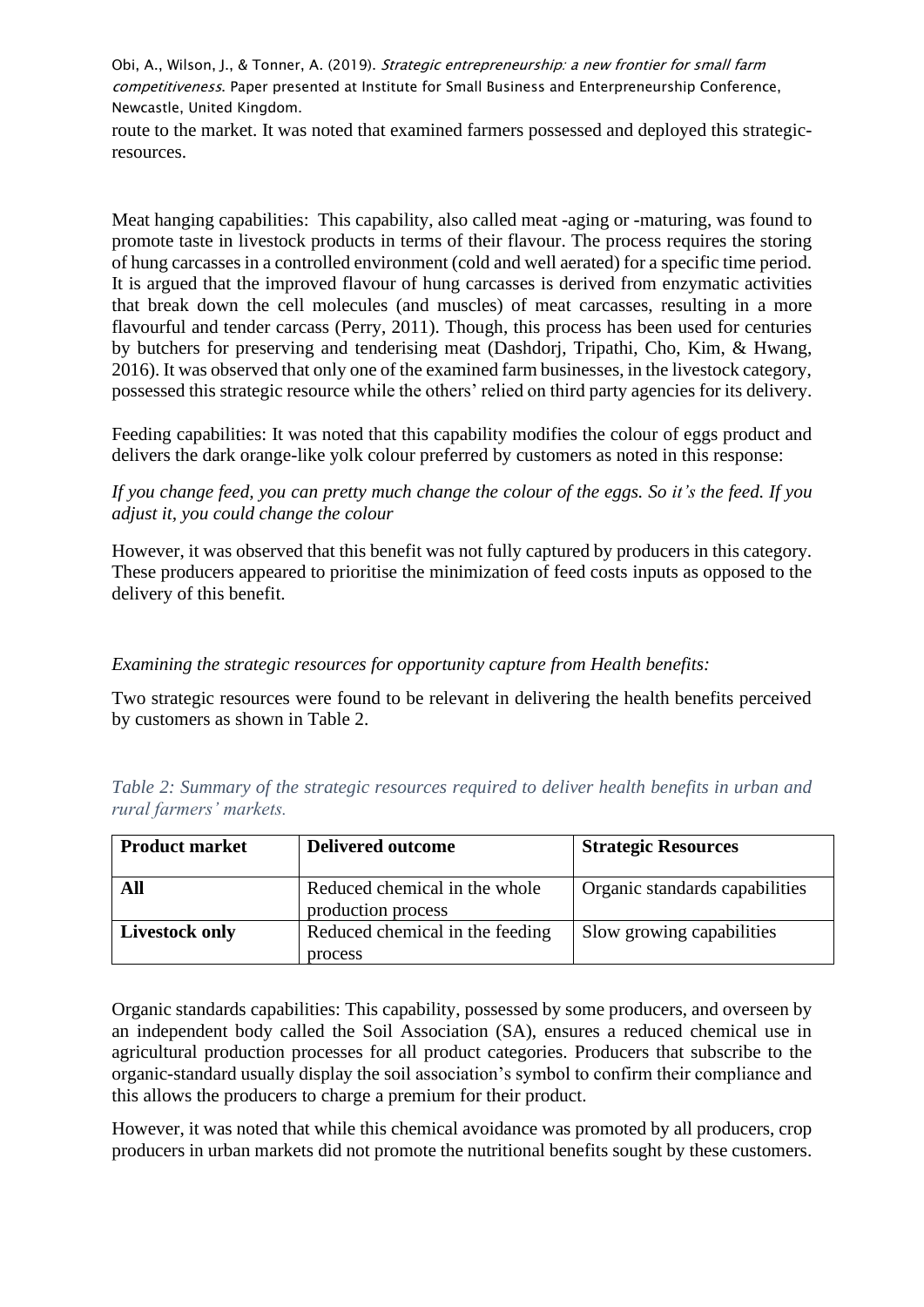route to the market. It was noted that examined farmers possessed and deployed this strategic-resources.

Meat hanging capabilities: This capability, also called meat -aging or -maturing, was found to promote taste in livestock products in terms of their flavour. The process requires the storing of hung carcasses in a controlled environment (cold and well aerated) for a specific time period. It is argued that the improved flavour of hung carcasses is derived from enzymatic activities that break down the cell molecules (and muscles) of meat carcasses, resulting in a more flavourful and tender carcass (Perry, 2011). Though, this process has been used for centuries by butchers for preserving and tenderising meat (Dashdorj, Tripathi, Cho, Kim, & Hwang, 2016). It was observed that only one of the examined farm businesses, in the livestock category, possessed this strategic resource while the others' relied on third party agencies for its delivery.

Feeding capabilities: It was noted that this capability modifies the colour of eggs product and delivers the dark orange-like yolk colour preferred by customers as noted in this response:

*If you change feed, you can pretty much change the colour of the eggs. So it's the feed. If you adjust it, you could change the colour*

However, it was observed that this benefit was not fully captured by producers in this category. These producers appeared to prioritise the minimization of feed costs inputs as opposed to the delivery of this benefit.

*Examining the strategic resources for opportunity capture from Health benefits:*

Two strategic resources were found to be relevant in delivering the health benefits perceived by customers as shown in Table 2.

*Table 2: Summary of the strategic resources required to deliver health benefits in urban and rural farmers' markets.*

| Product market | Delivered outcome | Strategic Resources |
|---|---|---|
| **All** | Reduced chemical in the whole production process | Organic standards capabilities |
| **Livestock only** | Reduced chemical in the feeding process | Slow growing capabilities |

Organic standards capabilities: This capability, possessed by some producers, and overseen by an independent body called the Soil Association (SA), ensures a reduced chemical use in agricultural production processes for all product categories. Producers that subscribe to the organic-standard usually display the soil association's symbol to confirm their compliance and this allows the producers to charge a premium for their product.

However, it was noted that while this chemical avoidance was promoted by all producers, crop producers in urban markets did not promote the nutritional benefits sought by these customers.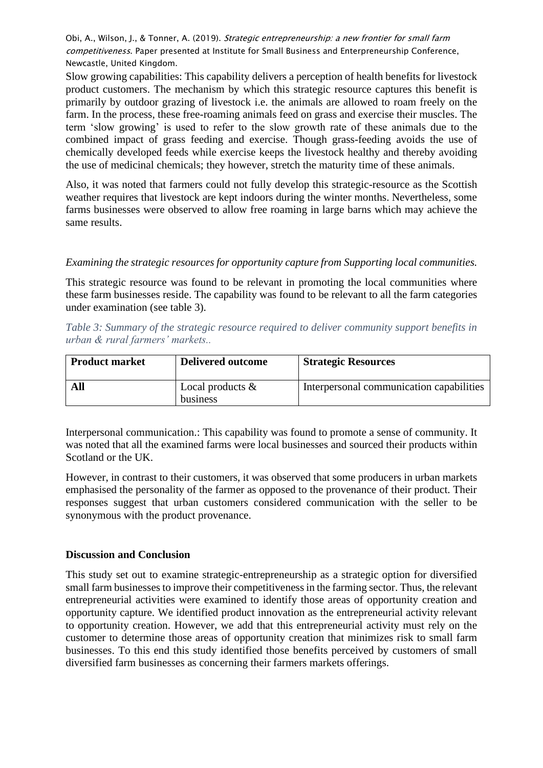Slow growing capabilities: This capability delivers a perception of health benefits for livestock product customers. The mechanism by which this strategic resource captures this benefit is primarily by outdoor grazing of livestock i.e. the animals are allowed to roam freely on the farm. In the process, these free-roaming animals feed on grass and exercise their muscles. The term 'slow growing' is used to refer to the slow growth rate of these animals due to the combined impact of grass feeding and exercise. Though grass-feeding avoids the use of chemically developed feeds while exercise keeps the livestock healthy and thereby avoiding the use of medicinal chemicals; they however, stretch the maturity time of these animals.

Also, it was noted that farmers could not fully develop this strategic-resource as the Scottish weather requires that livestock are kept indoors during the winter months. Nevertheless, some farms businesses were observed to allow free roaming in large barns which may achieve the same results.

*Examining the strategic resources for opportunity capture from Supporting local communities.*

This strategic resource was found to be relevant in promoting the local communities where these farm businesses reside. The capability was found to be relevant to all the farm categories under examination (see table 3).

*Table 3: Summary of the strategic resource required to deliver community support benefits in urban & rural farmers' markets..*

| **Product market** | **Delivered outcome** | **Strategic Resources** |
|---|---|---|
| **All** | Local products & business | Interpersonal communication capabilities |

Interpersonal communication.: This capability was found to promote a sense of community. It was noted that all the examined farms were local businesses and sourced their products within Scotland or the UK.

However, in contrast to their customers, it was observed that some producers in urban markets emphasised the personality of the farmer as opposed to the provenance of their product. Their responses suggest that urban customers considered communication with the seller to be synonymous with the product provenance.

## Discussion and Conclusion

This study set out to examine strategic-entrepreneurship as a strategic option for diversified small farm businesses to improve their competitiveness in the farming sector. Thus, the relevant entrepreneurial activities were examined to identify those areas of opportunity creation and opportunity capture. We identified product innovation as the entrepreneurial activity relevant to opportunity creation. However, we add that this entrepreneurial activity must rely on the customer to determine those areas of opportunity creation that minimizes risk to small farm businesses. To this end this study identified those benefits perceived by customers of small diversified farm businesses as concerning their farmers markets offerings.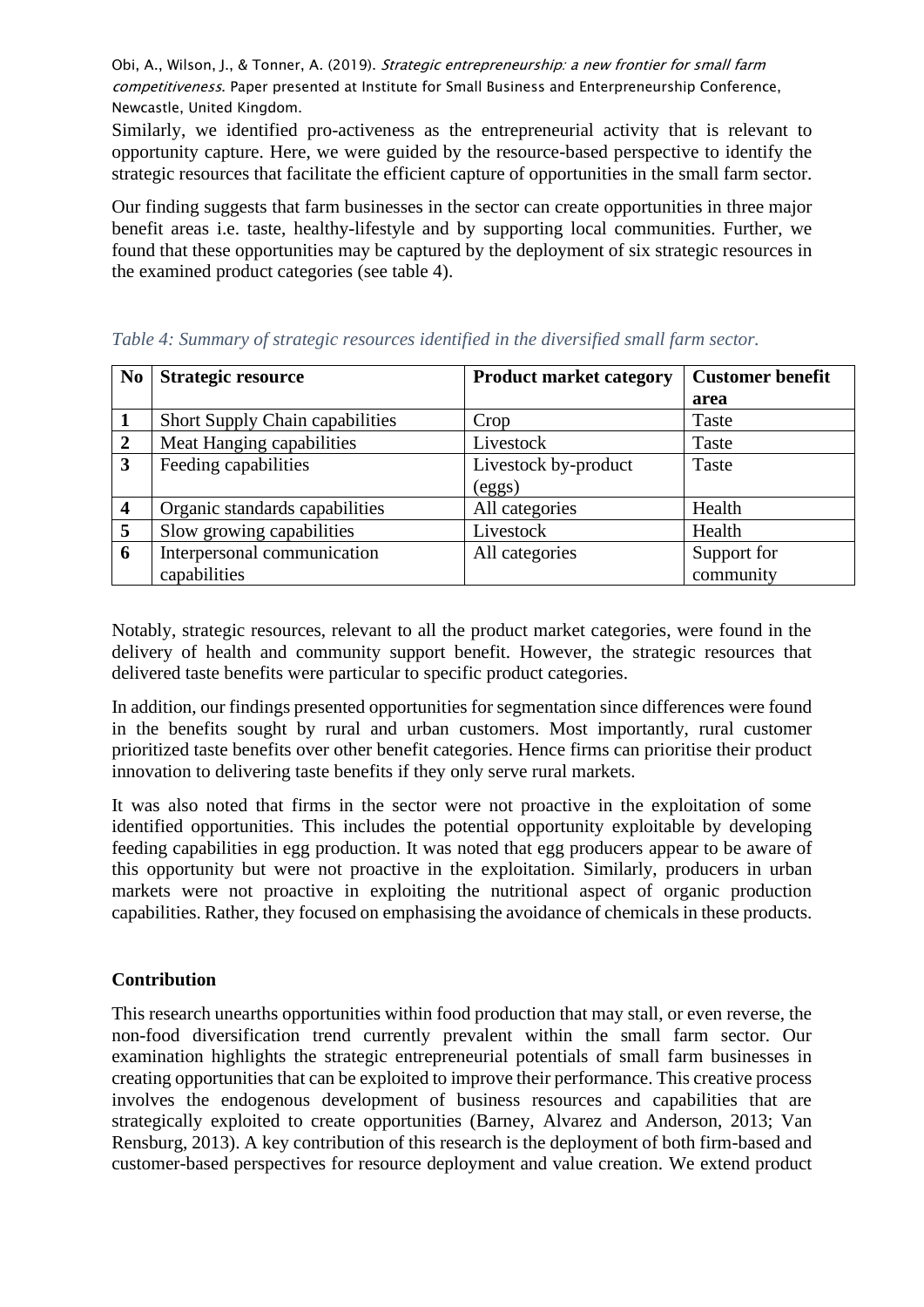Similarly, we identified pro-activeness as the entrepreneurial activity that is relevant to opportunity capture. Here, we were guided by the resource-based perspective to identify the strategic resources that facilitate the efficient capture of opportunities in the small farm sector.

Our finding suggests that farm businesses in the sector can create opportunities in three major benefit areas i.e. taste, healthy-lifestyle and by supporting local communities. Further, we found that these opportunities may be captured by the deployment of six strategic resources in the examined product categories (see table 4).

*Table 4: Summary of strategic resources identified in the diversified small farm sector.*

| No | Strategic resource | Product market category | Customer benefit area |
|---|---|---|---|
| **1** | Short Supply Chain capabilities | Crop | Taste |
| **2** | Meat Hanging capabilities | Livestock | Taste |
| **3** | Feeding capabilities | Livestock by-product (eggs) | Taste |
| **4** | Organic standards capabilities | All categories | Health |
| **5** | Slow growing capabilities | Livestock | Health |
| **6** | Interpersonal communication capabilities | All categories | Support for community |

Notably, strategic resources, relevant to all the product market categories, were found in the delivery of health and community support benefit. However, the strategic resources that delivered taste benefits were particular to specific product categories.

In addition, our findings presented opportunities for segmentation since differences were found in the benefits sought by rural and urban customers. Most importantly, rural customer prioritized taste benefits over other benefit categories. Hence firms can prioritise their product innovation to delivering taste benefits if they only serve rural markets.

It was also noted that firms in the sector were not proactive in the exploitation of some identified opportunities. This includes the potential opportunity exploitable by developing feeding capabilities in egg production. It was noted that egg producers appear to be aware of this opportunity but were not proactive in the exploitation. Similarly, producers in urban markets were not proactive in exploiting the nutritional aspect of organic production capabilities. Rather, they focused on emphasising the avoidance of chemicals in these products.

## Contribution

This research unearths opportunities within food production that may stall, or even reverse, the non-food diversification trend currently prevalent within the small farm sector. Our examination highlights the strategic entrepreneurial potentials of small farm businesses in creating opportunities that can be exploited to improve their performance. This creative process involves the endogenous development of business resources and capabilities that are strategically exploited to create opportunities (Barney, Alvarez and Anderson, 2013; Van Rensburg, 2013). A key contribution of this research is the deployment of both firm-based and customer-based perspectives for resource deployment and value creation. We extend product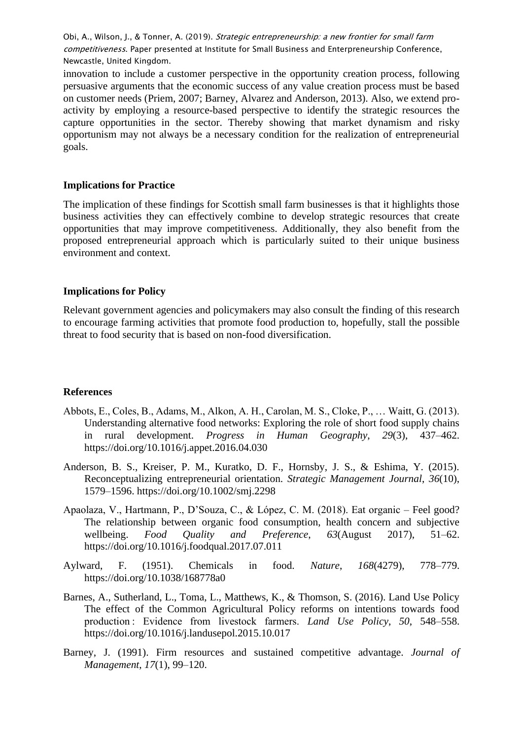innovation to include a customer perspective in the opportunity creation process, following persuasive arguments that the economic success of any value creation process must be based on customer needs (Priem, 2007; Barney, Alvarez and Anderson, 2013). Also, we extend pro-activity by employing a resource-based perspective to identify the strategic resources the capture opportunities in the sector. Thereby showing that market dynamism and risky opportunism may not always be a necessary condition for the realization of entrepreneurial goals.

### Implications for Practice

The implication of these findings for Scottish small farm businesses is that it highlights those business activities they can effectively combine to develop strategic resources that create opportunities that may improve competitiveness. Additionally, they also benefit from the proposed entrepreneurial approach which is particularly suited to their unique business environment and context.

### Implications for Policy

Relevant government agencies and policymakers may also consult the finding of this research to encourage farming activities that promote food production to, hopefully, stall the possible threat to food security that is based on non-food diversification.

### References

Abbots, E., Coles, B., Adams, M., Alkon, A. H., Carolan, M. S., Cloke, P., … Waitt, G. (2013). Understanding alternative food networks: Exploring the role of short food supply chains in rural development. *Progress in Human Geography*, *29*(3), 437–462. https://doi.org/10.1016/j.appet.2016.04.030

Anderson, B. S., Kreiser, P. M., Kuratko, D. F., Hornsby, J. S., & Eshima, Y. (2015). Reconceptualizing entrepreneurial orientation. *Strategic Management Journal*, *36*(10), 1579–1596. https://doi.org/10.1002/smj.2298

Apaolaza, V., Hartmann, P., D'Souza, C., & López, C. M. (2018). Eat organic – Feel good? The relationship between organic food consumption, health concern and subjective wellbeing. *Food Quality and Preference*, *63*(August 2017), 51–62. https://doi.org/10.1016/j.foodqual.2017.07.011

Aylward, F. (1951). Chemicals in food. *Nature*, *168*(4279), 778–779. https://doi.org/10.1038/168778a0

Barnes, A., Sutherland, L., Toma, L., Matthews, K., & Thomson, S. (2016). Land Use Policy The effect of the Common Agricultural Policy reforms on intentions towards food production : Evidence from livestock farmers. *Land Use Policy*, *50*, 548–558. https://doi.org/10.1016/j.landusepol.2015.10.017

Barney, J. (1991). Firm resources and sustained competitive advantage. *Journal of Management*, *17*(1), 99–120.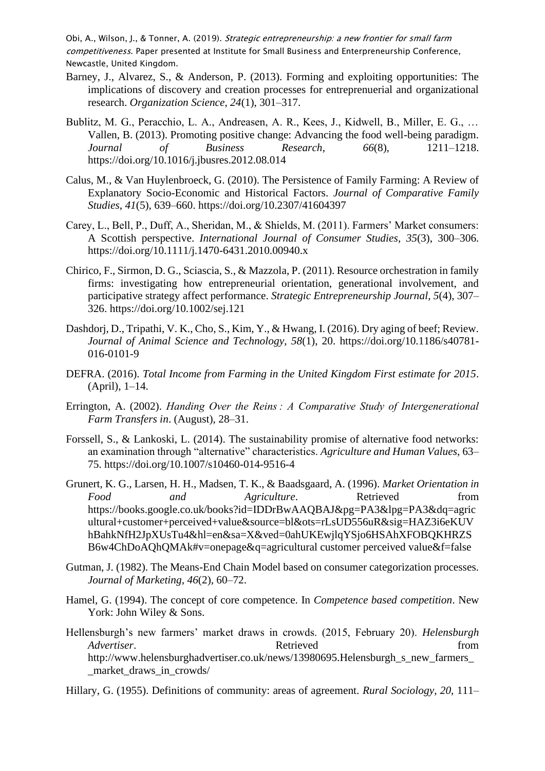Barney, J., Alvarez, S., & Anderson, P. (2013). Forming and exploiting opportunities: The implications of discovery and creation processes for entreprenuerial and organizational research. *Organization Science*, *24*(1), 301–317.

Bublitz, M. G., Peracchio, L. A., Andreasen, A. R., Kees, J., Kidwell, B., Miller, E. G., … Vallen, B. (2013). Promoting positive change: Advancing the food well-being paradigm. *Journal of Business Research*, *66*(8), 1211–1218. https://doi.org/10.1016/j.jbusres.2012.08.014

Calus, M., & Van Huylenbroeck, G. (2010). The Persistence of Family Farming: A Review of Explanatory Socio-Economic and Historical Factors. *Journal of Comparative Family Studies*, *41*(5), 639–660. https://doi.org/10.2307/41604397

Carey, L., Bell, P., Duff, A., Sheridan, M., & Shields, M. (2011). Farmers' Market consumers: A Scottish perspective. *International Journal of Consumer Studies*, *35*(3), 300–306. https://doi.org/10.1111/j.1470-6431.2010.00940.x

Chirico, F., Sirmon, D. G., Sciascia, S., & Mazzola, P. (2011). Resource orchestration in family firms: investigating how entrepreneurial orientation, generational involvement, and participative strategy affect performance. *Strategic Entrepreneurship Journal*, *5*(4), 307–326. https://doi.org/10.1002/sej.121

Dashdorj, D., Tripathi, V. K., Cho, S., Kim, Y., & Hwang, I. (2016). Dry aging of beef; Review. *Journal of Animal Science and Technology*, *58*(1), 20. https://doi.org/10.1186/s40781-016-0101-9

DEFRA. (2016). *Total Income from Farming in the United Kingdom First estimate for 2015*. (April), 1–14.

Errington, A. (2002). *Handing Over the Reins : A Comparative Study of Intergenerational Farm Transfers in*. (August), 28–31.

Forssell, S., & Lankoski, L. (2014). The sustainability promise of alternative food networks: an examination through "alternative" characteristics. *Agriculture and Human Values*, 63–75. https://doi.org/10.1007/s10460-014-9516-4

Grunert, K. G., Larsen, H. H., Madsen, T. K., & Baadsgaard, A. (1996). *Market Orientation in Food and Agriculture*. Retrieved from https://books.google.co.uk/books?id=IDDrBwAAQBAJ&pg=PA3&lpg=PA3&dq=agricultural+customer+perceived+value&source=bl&ots=rLsUD556uR&sig=HAZ3i6eKUVhBahkNfH2JpXUsTu4&hl=en&sa=X&ved=0ahUKEwjlqYSjo6HSAhXFOBQKHRZSB6w4ChDoAQhQMAk#v=onepage&q=agricultural customer perceived value&f=false

Gutman, J. (1982). The Means-End Chain Model based on consumer categorization processes. *Journal of Marketing*, *46*(2), 60–72.

Hamel, G. (1994). The concept of core competence. In *Competence based competition*. New York: John Wiley & Sons.

Hellensburgh's new farmers' market draws in crowds. (2015, February 20). *Helensburgh Advertiser*. Retrieved from http://www.helensburghadvertiser.co.uk/news/13980695.Helensburgh_s_new_farmers__market_draws_in_crowds/

Hillary, G. (1955). Definitions of community: areas of agreement. *Rural Sociology*, *20*, 111–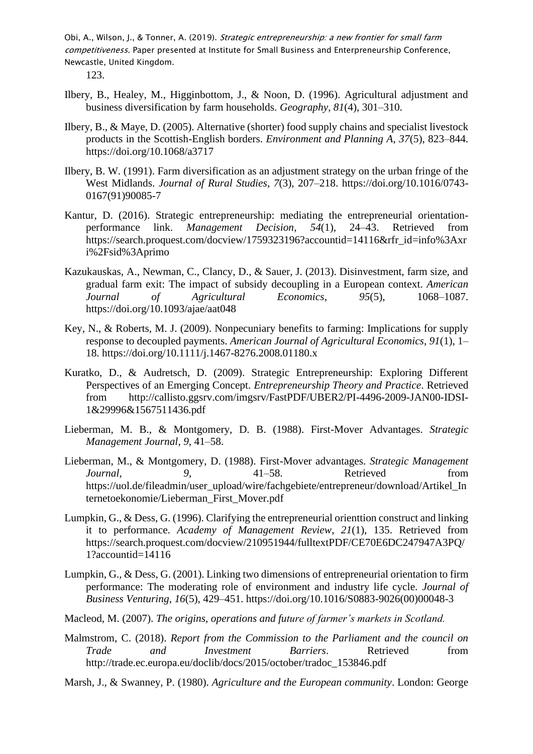Obi, A., Wilson, J., & Tonner, A. (2019). *Strategic entrepreneurship: a new frontier for small farm competitiveness*. Paper presented at Institute for Small Business and Enterpreneurship Conference, Newcastle, United Kingdom. 123.

Ilbery, B., Healey, M., Higginbottom, J., & Noon, D. (1996). Agricultural adjustment and business diversification by farm households. *Geography*, *81*(4), 301–310.

Ilbery, B., & Maye, D. (2005). Alternative (shorter) food supply chains and specialist livestock products in the Scottish-English borders. *Environment and Planning A*, *37*(5), 823–844. https://doi.org/10.1068/a3717

Ilbery, B. W. (1991). Farm diversification as an adjustment strategy on the urban fringe of the West Midlands. *Journal of Rural Studies*, *7*(3), 207–218. https://doi.org/10.1016/0743-0167(91)90085-7

Kantur, D. (2016). Strategic entrepreneurship: mediating the entrepreneurial orientation-performance link. *Management Decision*, *54*(1), 24–43. Retrieved from https://search.proquest.com/docview/1759323196?accountid=14116&rfr_id=info%3Axri%2Fsid%3Aprimo

Kazukauskas, A., Newman, C., Clancy, D., & Sauer, J. (2013). Disinvestment, farm size, and gradual farm exit: The impact of subsidy decoupling in a European context. *American Journal of Agricultural Economics*, *95*(5), 1068–1087. https://doi.org/10.1093/ajae/aat048

Key, N., & Roberts, M. J. (2009). Nonpecuniary benefits to farming: Implications for supply response to decoupled payments. *American Journal of Agricultural Economics*, *91*(1), 1–18. https://doi.org/10.1111/j.1467-8276.2008.01180.x

Kuratko, D., & Audretsch, D. (2009). Strategic Entrepreneurship: Exploring Different Perspectives of an Emerging Concept. *Entrepreneurship Theory and Practice*. Retrieved from http://callisto.ggsrv.com/imgsrv/FastPDF/UBER2/PI-4496-2009-JAN00-IDSI-1&29996&1567511436.pdf

Lieberman, M. B., & Montgomery, D. B. (1988). First-Mover Advantages. *Strategic Management Journal*, *9*, 41–58.

Lieberman, M., & Montgomery, D. (1988). First-Mover advantages. *Strategic Management Journal*, *9*, 41–58. Retrieved from https://uol.de/fileadmin/user_upload/wire/fachgebiete/entrepreneur/download/Artikel_Internetoekonomie/Lieberman_First_Mover.pdf

Lumpkin, G., & Dess, G. (1996). Clarifying the entrepreneurial orienttion construct and linking it to performance. *Academy of Management Review*, *21*(1), 135. Retrieved from https://search.proquest.com/docview/210951944/fulltextPDF/CE70E6DC247947A3PQ/1?accountid=14116

Lumpkin, G., & Dess, G. (2001). Linking two dimensions of entrepreneurial orientation to firm performance: The moderating role of environment and industry life cycle. *Journal of Business Venturing*, *16*(5), 429–451. https://doi.org/10.1016/S0883-9026(00)00048-3

Macleod, M. (2007). *The origins, operations and future of farmer's markets in Scotland.*

Malmstrom, C. (2018). *Report from the Commission to the Parliament and the council on Trade and Investment Barriers*. Retrieved from http://trade.ec.europa.eu/doclib/docs/2015/october/tradoc_153846.pdf

Marsh, J., & Swanney, P. (1980). *Agriculture and the European community*. London: George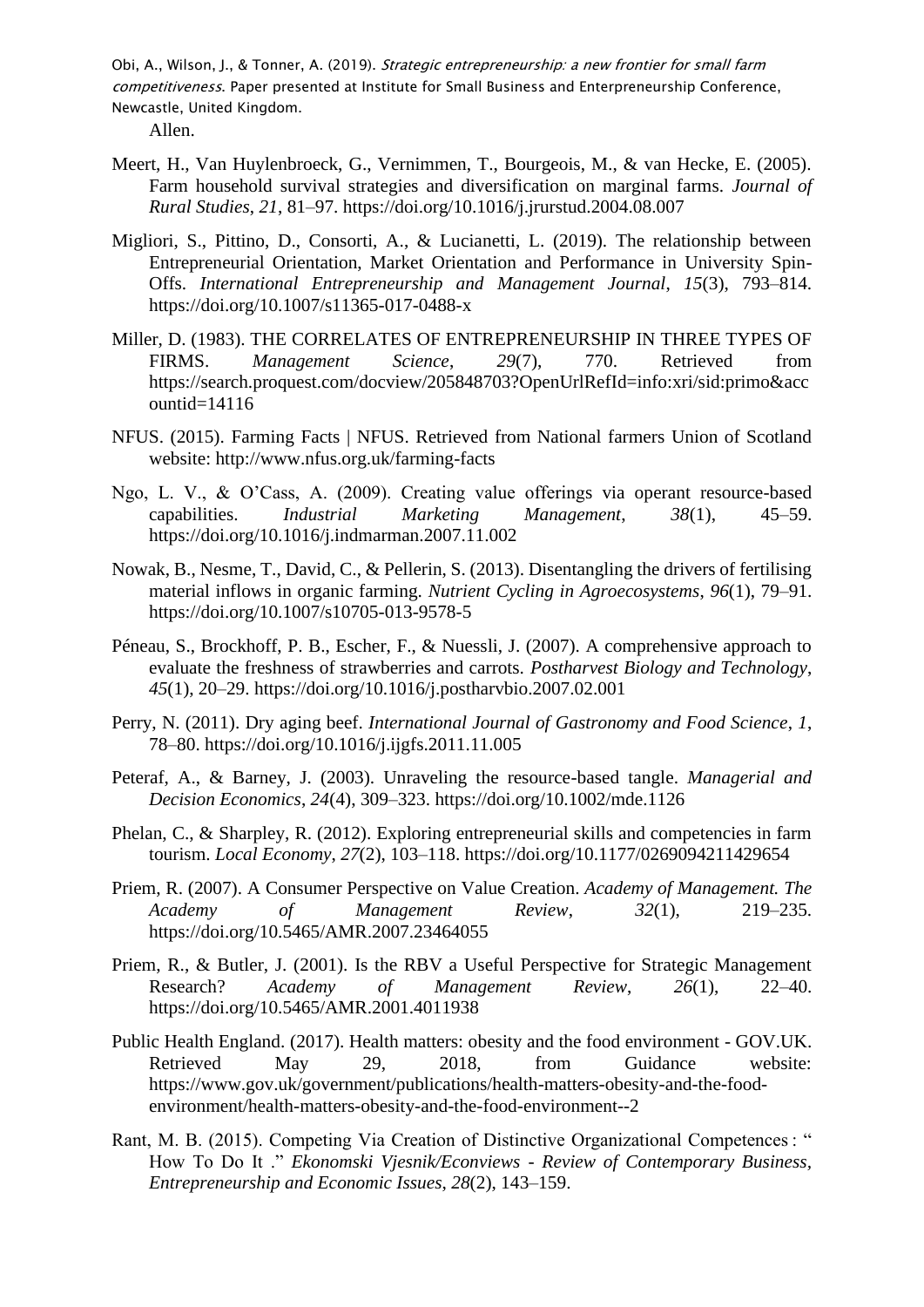Allen.

Meert, H., Van Huylenbroeck, G., Vernimmen, T., Bourgeois, M., & van Hecke, E. (2005). Farm household survival strategies and diversification on marginal farms. *Journal of Rural Studies*, *21*, 81–97. https://doi.org/10.1016/j.jrurstud.2004.08.007

Migliori, S., Pittino, D., Consorti, A., & Lucianetti, L. (2019). The relationship between Entrepreneurial Orientation, Market Orientation and Performance in University Spin-Offs. *International Entrepreneurship and Management Journal*, *15*(3), 793–814. https://doi.org/10.1007/s11365-017-0488-x

Miller, D. (1983). THE CORRELATES OF ENTREPRENEURSHIP IN THREE TYPES OF FIRMS. *Management Science*, *29*(7), 770. Retrieved from https://search.proquest.com/docview/205848703?OpenUrlRefId=info:xri/sid:primo&accountid=14116

NFUS. (2015). Farming Facts | NFUS. Retrieved from National farmers Union of Scotland website: http://www.nfus.org.uk/farming-facts

Ngo, L. V., & O'Cass, A. (2009). Creating value offerings via operant resource-based capabilities. *Industrial Marketing Management*, *38*(1), 45–59. https://doi.org/10.1016/j.indmarman.2007.11.002

Nowak, B., Nesme, T., David, C., & Pellerin, S. (2013). Disentangling the drivers of fertilising material inflows in organic farming. *Nutrient Cycling in Agroecosystems*, *96*(1), 79–91. https://doi.org/10.1007/s10705-013-9578-5

Péneau, S., Brockhoff, P. B., Escher, F., & Nuessli, J. (2007). A comprehensive approach to evaluate the freshness of strawberries and carrots. *Postharvest Biology and Technology*, *45*(1), 20–29. https://doi.org/10.1016/j.postharvbio.2007.02.001

Perry, N. (2011). Dry aging beef. *International Journal of Gastronomy and Food Science*, *1*, 78–80. https://doi.org/10.1016/j.ijgfs.2011.11.005

Peteraf, A., & Barney, J. (2003). Unraveling the resource-based tangle. *Managerial and Decision Economics*, *24*(4), 309–323. https://doi.org/10.1002/mde.1126

Phelan, C., & Sharpley, R. (2012). Exploring entrepreneurial skills and competencies in farm tourism. *Local Economy*, *27*(2), 103–118. https://doi.org/10.1177/0269094211429654

Priem, R. (2007). A Consumer Perspective on Value Creation. *Academy of Management. The Academy of Management Review*, *32*(1), 219–235. https://doi.org/10.5465/AMR.2007.23464055

Priem, R., & Butler, J. (2001). Is the RBV a Useful Perspective for Strategic Management Research? *Academy of Management Review*, *26*(1), 22–40. https://doi.org/10.5465/AMR.2001.4011938

Public Health England. (2017). Health matters: obesity and the food environment - GOV.UK. Retrieved May 29, 2018, from Guidance website: https://www.gov.uk/government/publications/health-matters-obesity-and-the-food-environment/health-matters-obesity-and-the-food-environment--2

Rant, M. B. (2015). Competing Via Creation of Distinctive Organizational Competences : " How To Do It ." *Ekonomski Vjesnik/Econviews - Review of Contemporary Business, Entrepreneurship and Economic Issues*, *28*(2), 143–159.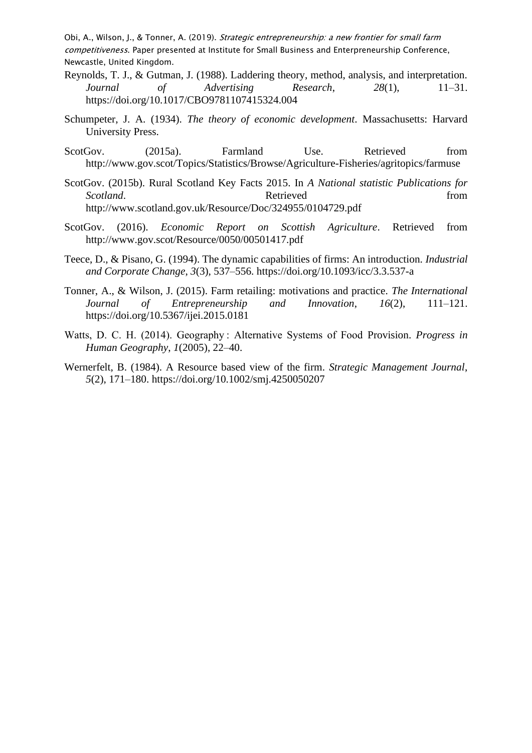Obi, A., Wilson, J., & Tonner, A. (2019). *Strategic entrepreneurship: a new frontier for small farm competitiveness*. Paper presented at Institute for Small Business and Enterpreneurship Conference, Newcastle, United Kingdom.

Reynolds, T. J., & Gutman, J. (1988). Laddering theory, method, analysis, and interpretation. *Journal of Advertising Research*, *28*(1), 11–31. https://doi.org/10.1017/CBO9781107415324.004

Schumpeter, J. A. (1934). *The theory of economic development*. Massachusetts: Harvard University Press.

ScotGov. (2015a). Farmland Use. Retrieved from http://www.gov.scot/Topics/Statistics/Browse/Agriculture-Fisheries/agritopics/farmuse

ScotGov. (2015b). Rural Scotland Key Facts 2015. In *A National statistic Publications for Scotland*. Retrieved from http://www.scotland.gov.uk/Resource/Doc/324955/0104729.pdf

ScotGov. (2016). *Economic Report on Scottish Agriculture*. Retrieved from http://www.gov.scot/Resource/0050/00501417.pdf

Teece, D., & Pisano, G. (1994). The dynamic capabilities of firms: An introduction. *Industrial and Corporate Change*, *3*(3), 537–556. https://doi.org/10.1093/icc/3.3.537-a

Tonner, A., & Wilson, J. (2015). Farm retailing: motivations and practice. *The International Journal of Entrepreneurship and Innovation*, *16*(2), 111–121. https://doi.org/10.5367/ijei.2015.0181

Watts, D. C. H. (2014). Geography : Alternative Systems of Food Provision. *Progress in Human Geography*, *1*(2005), 22–40.

Wernerfelt, B. (1984). A Resource based view of the firm. *Strategic Management Journal*, *5*(2), 171–180. https://doi.org/10.1002/smj.4250050207